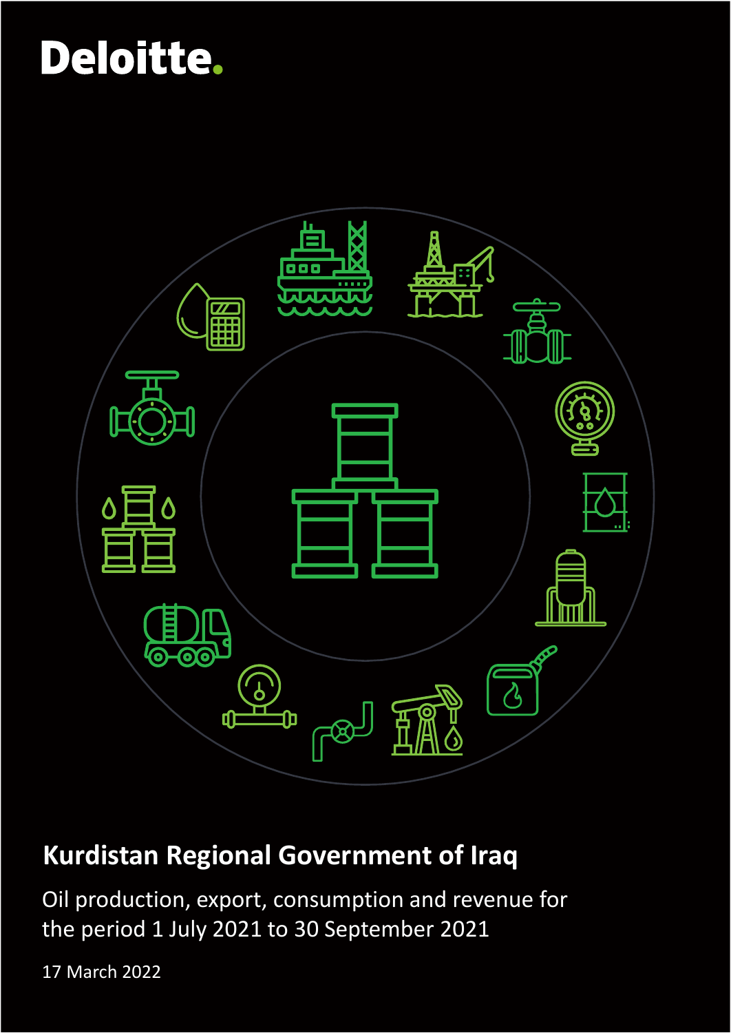Deloitte.

# Kurdistan Regional Government of Iraq

Oil production, export, consumption and revenue for the period 1 July 2021 to 30 September 2021

17 March 2022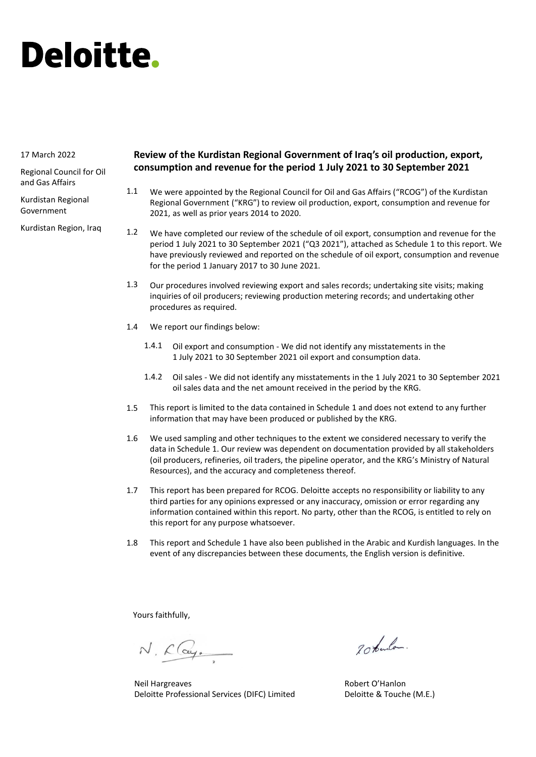# Deloitte.

17 March 2022

Regional Council for Oil and Gas Affairs

Kurdistan Regional Government

Kurdistan Region, Iraq

## Review of the Kurdistan Regional Government of Iraq's oil production, export, consumption and revenue for the period 1 July 2021 to 30 September 2021

1.1 We were appointed by the Regional Council for Oil and Gas Affairs ("RCOG") of the Kurdistan Regional Government ("KRG") to review oil production, export, consumption and revenue for 2021, as well as prior years 2014 to 2020.

1.2 We have completed our review of the schedule of oil export, consumption and revenue for the period 1 July 2021 to 30 September 2021 ("Q3 2021"), attached as Schedule 1 to this report. We have previously reviewed and reported on the schedule of oil export, consumption and revenue for the period 1 January 2017 to 30 June 2021.

1.3 Our procedures involved reviewing export and sales records; undertaking site visits; making inquiries of oil producers; reviewing production metering records; and undertaking other procedures as required.

1.4 We report our findings below:

1.4.1 Oil export and consumption - We did not identify any misstatements in the 1 July 2021 to 30 September 2021 oil export and consumption data.

1.4.2 Oil sales - We did not identify any misstatements in the 1 July 2021 to 30 September 2021 oil sales data and the net amount received in the period by the KRG.

1.5 This report is limited to the data contained in Schedule 1 and does not extend to any further information that may have been produced or published by the KRG.

1.6 We used sampling and other techniques to the extent we considered necessary to verify the data in Schedule 1. Our review was dependent on documentation provided by all stakeholders (oil producers, refineries, oil traders, the pipeline operator, and the KRG's Ministry of Natural Resources), and the accuracy and completeness thereof.

1.7 This report has been prepared for RCOG. Deloitte accepts no responsibility or liability to any third parties for any opinions expressed or any inaccuracy, omission or error regarding any information contained within this report. No party, other than the RCOG, is entitled to rely on this report for any purpose whatsoever.

1.8 This report and Schedule 1 have also been published in the Arabic and Kurdish languages. In the event of any discrepancies between these documents, the English version is definitive.

Yours faithfully,

Neil Hargreaves
Deloitte Professional Services (DIFC) Limited

Robert O'Hanlon
Deloitte & Touche (M.E.)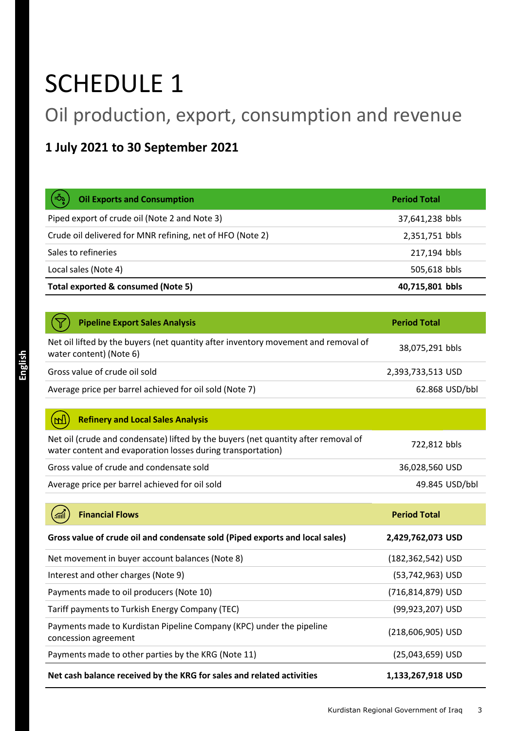# SCHEDULE 1

## Oil production, export, consumption and revenue

### 1 July 2021 to 30 September 2021

| Oil Exports and Consumption | Period Total |
|---|---|
| Piped export of crude oil (Note 2 and Note 3) | 37,641,238 bbls |
| Crude oil delivered for MNR refining, net of HFO (Note 2) | 2,351,751 bbls |
| Sales to refineries | 217,194 bbls |
| Local sales (Note 4) | 505,618 bbls |
| **Total exported & consumed (Note 5)** | **40,715,801 bbls** |

| Pipeline Export Sales Analysis | Period Total |
|---|---|
| Net oil lifted by the buyers (net quantity after inventory movement and removal of water content) (Note 6) | 38,075,291 bbls |
| Gross value of crude oil sold | 2,393,733,513 USD |
| Average price per barrel achieved for oil sold (Note 7) | 62.868 USD/bbl |

| Refinery and Local Sales Analysis | |
|---|---|
| Net oil (crude and condensate) lifted by the buyers (net quantity after removal of water content and evaporation losses during transportation) | 722,812 bbls |
| Gross value of crude and condensate sold | 36,028,560 USD |
| Average price per barrel achieved for oil sold | 49.845 USD/bbl |

| Financial Flows | Period Total |
|---|---|
| **Gross value of crude oil and condensate sold (Piped exports and local sales)** | **2,429,762,073 USD** |
| Net movement in buyer account balances (Note 8) | (182,362,542) USD |
| Interest and other charges (Note 9) | (53,742,963) USD |
| Payments made to oil producers (Note 10) | (716,814,879) USD |
| Tariff payments to Turkish Energy Company (TEC) | (99,923,207) USD |
| Payments made to Kurdistan Pipeline Company (KPC) under the pipeline concession agreement | (218,606,905) USD |
| Payments made to other parties by the KRG (Note 11) | (25,043,659) USD |
| **Net cash balance received by the KRG for sales and related activities** | **1,133,267,918 USD** |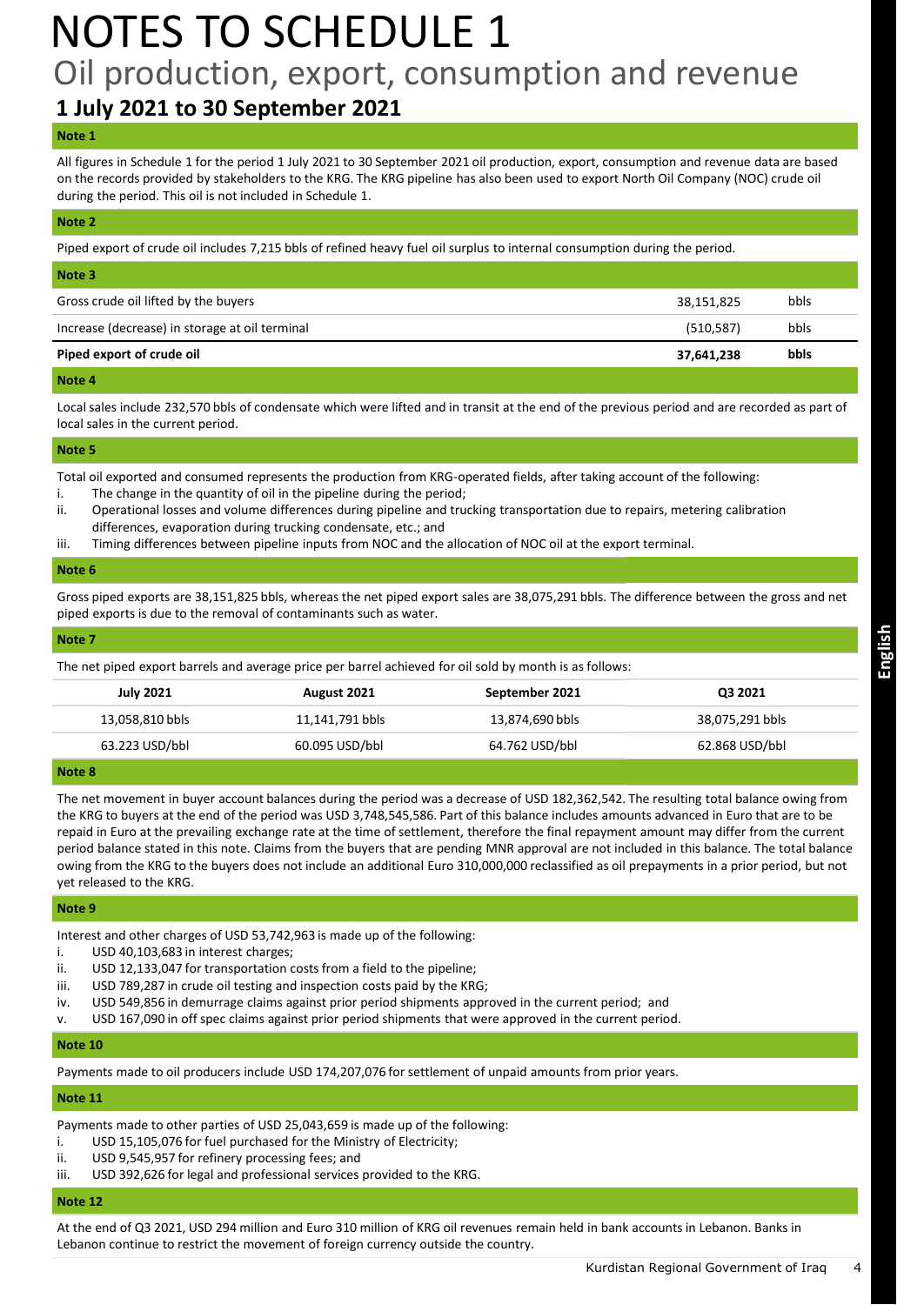# NOTES TO SCHEDULE 1

## Oil production, export, consumption and revenue

### 1 July 2021 to 30 September 2021

**Note 1**

All figures in Schedule 1 for the period 1 July 2021 to 30 September 2021 oil production, export, consumption and revenue data are based on the records provided by stakeholders to the KRG. The KRG pipeline has also been used to export North Oil Company (NOC) crude oil during the period. This oil is not included in Schedule 1.

**Note 2**

Piped export of crude oil includes 7,215 bbls of refined heavy fuel oil surplus to internal consumption during the period.

**Note 3**

| | | |
|---|---|---|
| Gross crude oil lifted by the buyers | 38,151,825 | bbls |
| Increase (decrease) in storage at oil terminal | (510,587) | bbls |
| **Piped export of crude oil** | **37,641,238** | **bbls** |

**Note 4**

Local sales include 232,570 bbls of condensate which were lifted and in transit at the end of the previous period and are recorded as part of local sales in the current period.

**Note 5**

Total oil exported and consumed represents the production from KRG-operated fields, after taking account of the following:

i. The change in the quantity of oil in the pipeline during the period;
ii. Operational losses and volume differences during pipeline and trucking transportation due to repairs, metering calibration differences, evaporation during trucking condensate, etc.; and
iii. Timing differences between pipeline inputs from NOC and the allocation of NOC oil at the export terminal.

**Note 6**

Gross piped exports are 38,151,825 bbls, whereas the net piped export sales are 38,075,291 bbls. The difference between the gross and net piped exports is due to the removal of contaminants such as water.

**Note 7**

The net piped export barrels and average price per barrel achieved for oil sold by month is as follows:

| July 2021 | August 2021 | September 2021 | Q3 2021 |
|---|---|---|---|
| 13,058,810 bbls | 11,141,791 bbls | 13,874,690 bbls | 38,075,291 bbls |
| 63.223 USD/bbl | 60.095 USD/bbl | 64.762 USD/bbl | 62.868 USD/bbl |

**Note 8**

The net movement in buyer account balances during the period was a decrease of USD 182,362,542. The resulting total balance owing from the KRG to buyers at the end of the period was USD 3,748,545,586. Part of this balance includes amounts advanced in Euro that are to be repaid in Euro at the prevailing exchange rate at the time of settlement, therefore the final repayment amount may differ from the current period balance stated in this note. Claims from the buyers that are pending MNR approval are not included in this balance. The total balance owing from the KRG to the buyers does not include an additional Euro 310,000,000 reclassified as oil prepayments in a prior period, but not yet released to the KRG.

**Note 9**

Interest and other charges of USD 53,742,963 is made up of the following:

i. USD 40,103,683 in interest charges;
ii. USD 12,133,047 for transportation costs from a field to the pipeline;
iii. USD 789,287 in crude oil testing and inspection costs paid by the KRG;
iv. USD 549,856 in demurrage claims against prior period shipments approved in the current period; and
v. USD 167,090 in off spec claims against prior period shipments that were approved in the current period.

**Note 10**

Payments made to oil producers include USD 174,207,076 for settlement of unpaid amounts from prior years.

**Note 11**

Payments made to other parties of USD 25,043,659 is made up of the following:

i. USD 15,105,076 for fuel purchased for the Ministry of Electricity;
ii. USD 9,545,957 for refinery processing fees; and
iii. USD 392,626 for legal and professional services provided to the KRG.

**Note 12**

At the end of Q3 2021, USD 294 million and Euro 310 million of KRG oil revenues remain held in bank accounts in Lebanon. Banks in Lebanon continue to restrict the movement of foreign currency outside the country.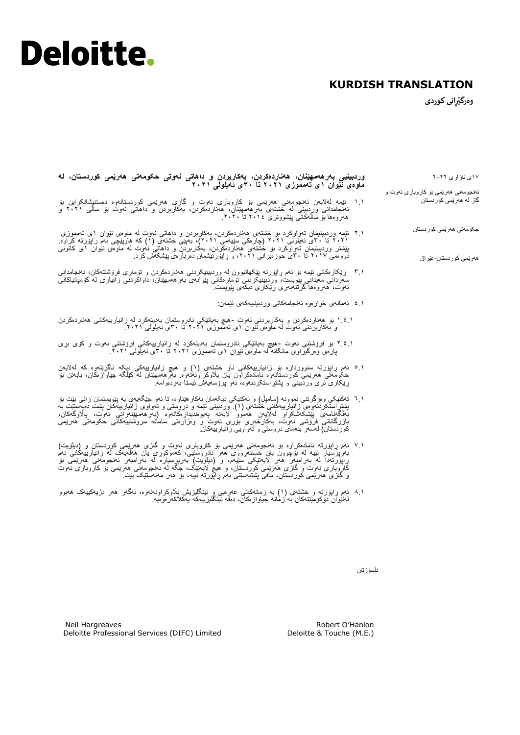# Deloitte.

**KURDISH TRANSLATION**

**وەرگێڕانی کوردی**

١٧ی ئازاری ٢٠٢٢

ئەنجومەنی هەرێمی بۆ کاروباری نەوت و گاز لە هەرێمی کوردستان

حکومەتی هەرێمی کوردستان

هەرێمی کوردستان-عێراق

**وردبینیی بەرهەمهێنان، هەناردەکردن، بەکاربردن و داهاتی نەوتی حکومەتی هەرێمی کوردستان، لە ماوەی نێوان ١ی تەمموزی ٢٠٢١ تا ٣٠ی ئەیلولی ٢٠٢١**

١.١ ئێمە لەلایەن ئەنجومەنی هەرێمی بۆ کاروباری نەوت و گازی هەرێمی کوردستانەوە دەستنیشانکراین بۆ ئەنجامدانی وردبینی لە خشتەی بەرهەمهێنان، هەناردەکردن، بەکاربردن و داهاتی نەوت بۆ ساڵی ٢٠٢١ و هەروەها بۆ ساڵەکانی پێشووتری ٢٠١٤ تا ٢٠٢٠.

٢.١ ئێمە وردبینیمان تەواوکرد بۆ خشتەی هەناردەکردن، بەکاربردن و داهاتی نەوت لە ماوەی نێوان ١ی تەمموزی ٢٠٢١ تا ٣٠ی ئەیلولی ٢٠٢١ (چارەکی سێیەمی ٢٠٢١)، بەپێی خشتەی (١) کە هاوپێچی ئەم راپۆرتە کراوە. پێشتر وردبینیمان تەواوکرد بۆ خشتەی هەناردەکردن، بەکاربردن و داهاتی نەوت لە ماوەی نێوان ١ی کانونی دووەمی ٢٠١٧ تا ٣٠ی حوزەیرانی ٢٠٢١، و راپۆرتیشمان دەربارەی پێشکەش کرد.

٣.١ ڕێکارەکانی ئێمە بۆ ئەم راپۆرتە پێکهاتبوون لە وردبینیکردنی هەناردەکردن و ئوماری فرۆشتنەکان، ئەنجامدانی سەردانی مەیدانی پێویست، وردبینیکردنی ئومارەکانی پێوانەی بەرهەمهێنان، داواکردنی زانیاری لە کۆمپانیاکانی نەوت، هەروەها گرتنەبەری ڕێکاری دیکەی پێویست.

٤.١ ئەمانەی خوارەوە ئەنجامەکانی وردبینییەکەی ئێمەن:

١.٤.١ بۆ هەناردەکردن و بەکاربردنی نەوت -هیچ بەیانێکی نادروستمان بەدینەکرد لە زانیارییەکانی هەناردەکردن و بەکاربردنی نەوت لە ماوەی نێوان ١ی تەمموزی ٢٠٢١ تا ٣٠ی ئەیلولی ٢٠٢١.

٢.٤.١ بۆ فرۆشتنی نەوت -هیچ بەیانێکی نادروستمان بەدینەکرد لە زانیارییەکانی فرۆشتنی نەوت و کۆی بڕی پارەی وەرگیراوی مانگانە لە ماوەی نێوان ١ی تەمموزی ٢٠٢١ تا ٣٠ی ئەیلولی ٢٠٢١.

٥.١ ئەم راپۆرتە سنووردارە بۆ زانیارییەکانی ناو خشتەی (١) و هیچ زانیارییەکی دیکە ناگرێتەوە کە لەلایەن حکومەتی هەرێمی کوردستانەوە ئامادەکراون یان بڵاوکراونەتەوە. بەرهەمهێنان لە کێڵگە جیاوازەکان، بابەتن بۆ ڕێکاری تری وردبینی و پشتراستکردنەوە، ئەو پرۆسەیەش ئێستا بەردەوامە.

٦.١ تەکنیکی وەرگرتنی نموونە (سامپڵ) و تەکنیکی دیکەمان بەکارهێناوە، تا ئەو جێگەیەی بە پێویستمان زانی بێت بۆ پشتراستکردنەوەی زانیارییەکانی خشتەی (١). وردبینی ئێمە و دروستی و تەواوی زانیارییەکان پشت دەبەستێت بە بەڵگەنامەی پێشکەشکراو لەلایەن هەموو لایەنە پەیوەندیدارەکانەوە (بەرهەمهێنەرانی نەوت، پاڵاوگەکان، بازرگانانی فرۆشی نەوت، بەکارخەری بۆری نەوت و وەزارەتی سامانە سروشتییەکانی حکومەتی هەرێمی کوردستان) لەسەر بنەمای دروستی و تەواویی زانیارییەکان.

٧.١ ئەم راپۆرتە ئامادەکراوە بۆ ئەنجومەنی هەرێمی بۆ کاروباری نەوت و گازی هەرێمی کوردستان و (دیلۆیت) بەرپرسیار نییە لە بۆچوون یان خستنەرووی هەر نادروستییەک، کەموکوڕی یان هەڵەیەک لە زانیارییەکانی ئەم راپۆرتەدا لە بەرامبەر هەر لایەنێکی سێیەم، و (دیلۆیت) بەرپرسیارە لە بەرامبەر ئەنجومەنی هەرێمی بۆ کاروباری نەوت و گازی هەرێمی کوردستان، و هیچ لایەنێک، جگە لە ئەنجومەنی هەرێمی بۆ کاروباری نەوت و گازی هەرێمی کوردستان، مافی پشتبەستنی بەم راپۆرتە نییە، بۆ هەر مەبەستێک بێت.

٨.١ ئەم راپۆرتە و خشتەی (١) بە زمانەکانی عەرەبی و ئینگلیزیش بڵاوکراونەتەوە، ئەگەر هەر دژیەکییەک هەبوو لەنێوان دۆکۆمێنتەکان بە زمانە جیاوازەکان، دەقە ئینگلیزییەکە یەکلاکەرەوەیە.

دڵسۆزتان

Neil Hargreaves
Deloitte Professional Services (DIFC) Limited

Robert O'Hanlon
Deloitte & Touche (M.E.)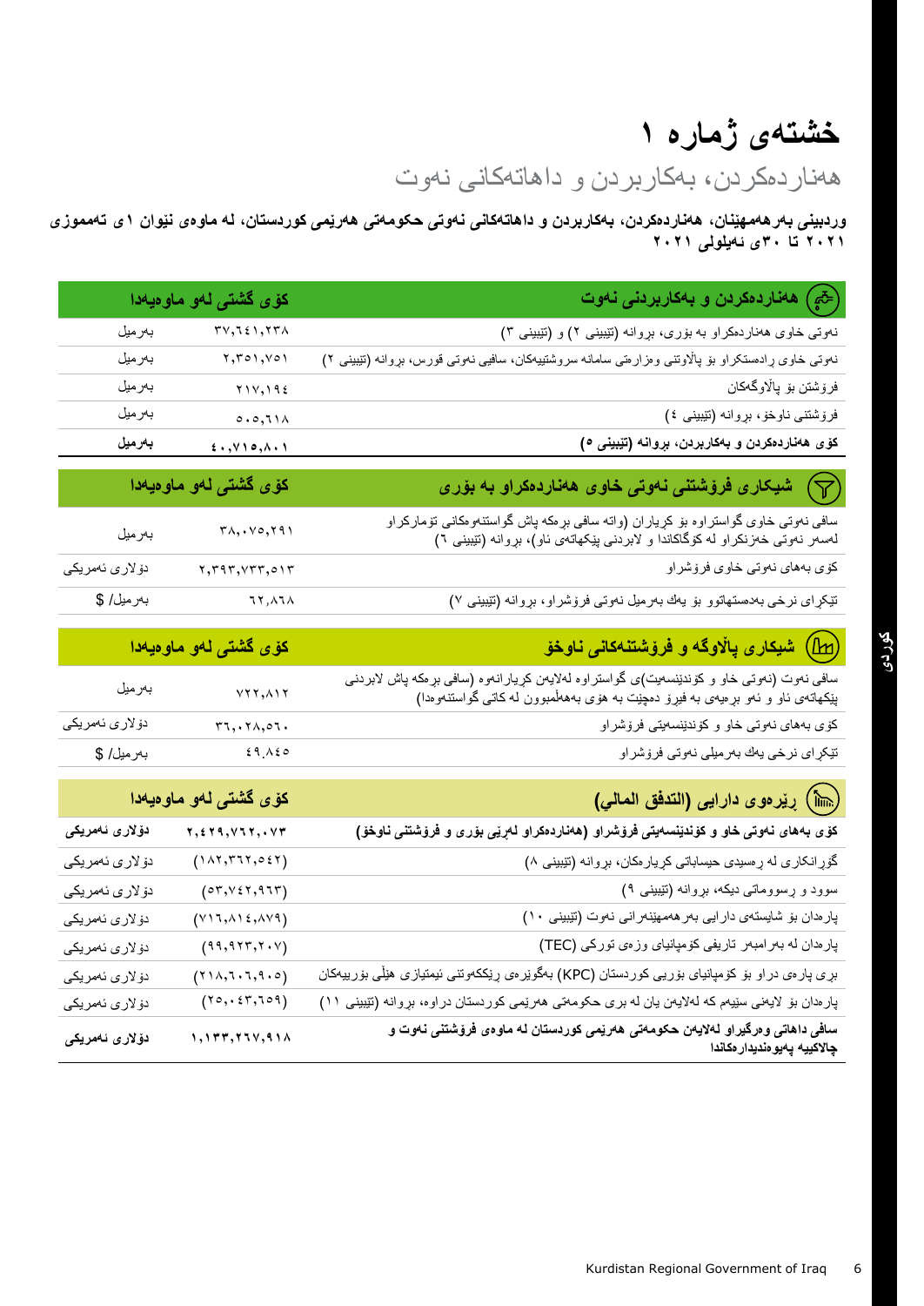# خشتەی ژمارە ١

## هەناردەکردن، بەکاربردن و داهاتەکانی نەوت

**وردبینی بەرهەمهێنان، هەناردەکردن، بەکاربردن و داهاتەکانی نەوتی حکومەتی هەرێمی کوردستان، لە ماوەی نێوان ١ی تەمموزی ٢٠٢١ تا ٣٠ی ئەیلولی ٢٠٢١**

| هەناردەکردن و بەکاربردنی نەوت | کۆی گشتی لەو ماوەیەدا | |
|---|---|---|
| نەوتی خاوی هەناردەکراو بە بۆری، بروانە (تێبینی ٢) و (تێبینی ٣) | ٣٧,٦٤١,٢٣٨ | بەرمیل |
| نەوتی خاوی رادەستکراو بۆ پاڵاوتنی وەزارەتی سامانە سروشتییەکان، سافیی نەوتی قورس، بروانە (تێبینی ٢) | ٢,٣٥١,٧٥١ | بەرمیل |
| فرۆشتن بۆ پاڵاوگەکان | ٢١٧,١٩٤ | بەرمیل |
| فرۆشتنی ناوخۆ، بروانە (تێبینی ٤) | ٥٠٥,٦١٨ | بەرمیل |
| **کۆی هەناردەکردن و بەکاربردن، بروانە (تێبینی ٥)** | **٤٠,٧١٥,٨٠١** | **بەرمیل** |

| شیکاری فرۆشتنی نەوتی خاوی هەناردەکراو بە بۆری | کۆی گشتی لەو ماوەیەدا | |
|---|---|---|
| سافی نەوتی خاوی گواستراوە بۆ کڕیاران (واتە سافی برەکە پاش گواستنەوەکانی تۆمارکراو لەسەر نەوتی خەزنکراو لە کۆگاکاندا و لابردنی پێکهاتەی ناو)، بروانە (تێبینی ٦) | ٣٨,٠٧٥,٢٩١ | بەرمیل |
| کۆی بەهای نەوتی خاوی فرۆشراو | ٢,٣٩٣,٧٣٣,٥١٣ | دۆلاری ئەمریکی |
| تێکڕای نرخی بەدەستهاتوو بۆ یەك بەرمیل نەوتی فرۆشراو، بروانە (تێبینی ٧) | ٦٢,٨٦٨ | بەرمیل/ $ |

| شیکاری پاڵاوگە و فرۆشتنەکانی ناوخۆ | کۆی گشتی لەو ماوەیەدا | |
|---|---|---|
| سافی نەوت (نەوتی خاو و کۆندێنسەیت)ی گواستراوە لەلایەن کڕیارانەوە (سافی برەکە پاش لابردنی پێکهاتەی ناو و ئەو برەیەی بە فیڕۆ دەچێت بە هۆی بەهەڵمبوون لە کاتی گواستنەوەدا) | ٧٢٢,٨١٢ | بەرمیل |
| کۆی بەهای نەوتی خاو و کۆندێنسەیتی فرۆشراو | ٣٦,٠٢٨,٥٦٠ | دۆلاری ئەمریکی |
| تێکڕای نرخی یەك بەرمیلی نەوتی فرۆشراو | ٤٩.٨٤٥ | بەرمیل/ $ |

| ڕێرەوی دارایی (التدفق المالي) | کۆی گشتی لەو ماوەیەدا | |
|---|---|---|
| **کۆی بەهای نەوتی خاو و کۆندێنسەیتی فرۆشراو (هەناردەکراو لەڕێی بۆری و فرۆشتنی ناوخۆ)** | **٢,٤٢٩,٧٦٢,٠٧٣** | **دۆلاری ئەمریکی** |
| گۆڕانکاری لە ڕەسیدی حیساباتی کڕیارەکان، بروانە (تێبینی ٨) | (١٨٢,٣٦٢,٥٤٢) | دۆلاری ئەمریکی |
| سوود و ڕسووماتی دیکە، بروانە (تێبینی ٩) | (٥٣,٧٤٢,٩٦٣) | دۆلاری ئەمریکی |
| پارەدان بۆ شایستەی دارایی بەرهەمهێنەرانی نەوت (تێبینی ١٠) | (٧١٦,٨١٤,٨٧٩) | دۆلاری ئەمریکی |
| پارەدان لە بەرامبەر تاریفی کۆمپانیای وزەی تورکی (TEC) | (٩٩,٩٢٣,٢٠٧) | دۆلاری ئەمریکی |
| بڕی پارەی دراو بۆ کۆمپانیای بۆریی کوردستان (KPC) بەگوێرەی ڕێککەوتنی ئیمتیازی هێڵی بۆرییەکان | (٢١٨,٦٠٦,٩٠٥) | دۆلاری ئەمریکی |
| پارەدان بۆ لایەنی سێیەم کە لەلایەن یان لە بڕی حکومەتی هەرێمی کوردستان دراوە، بروانە (تێبینی ١١) | (٢٥,٠٤٣,٦٥٩) | دۆلاری ئەمریکی |
| **سافی داهاتی وەرگیراو لەلایەن حکومەتی هەرێمی کوردستان لە ماوەی فرۆشتنی نەوت و چالاکییە پەیوەندیدارەکاندا** | **١,١٣٣,٢٦٧,٩١٨** | **دۆلاری ئەمریکی** |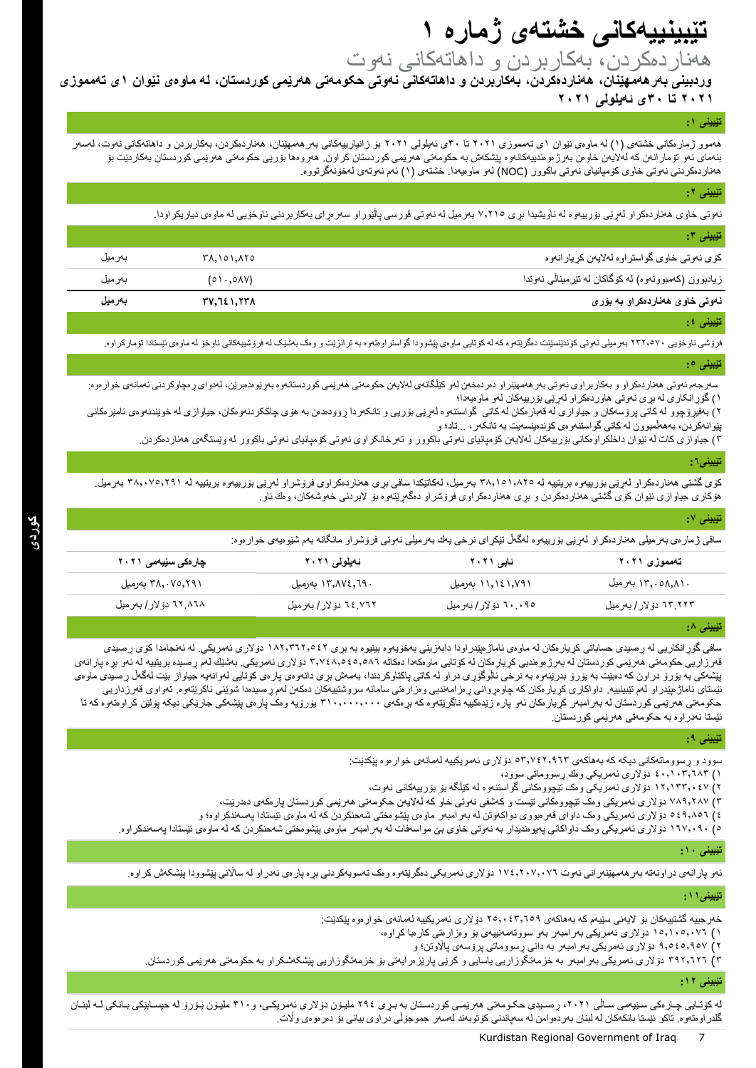# تێبینییەکانی خشتەی ژمارە ١

## هەناردەکردن، بەکاربردن و داهاتەکانی نەوت

**وردبینی بەرهەمهێنان، هەناردەکردن، بەکاربردن و داهاتەکانی نەوتی حکومەتی هەرێمی کوردستان، لە ماوەی نێوان ١ی تەمموزی ٢٠٢١ تا ٣٠ی ئەیلولی ٢٠٢١**

### تێبینی ١:

هەموو ژمارەکانی خشتەی (١) لە ماوەی نێوان ١ی تەمموزی ٢٠٢١ تا ٣٠ی ئەیلولی ٢٠٢١ بۆ زانیارییەکانی بەرهەمهێنان، هەناردەکردن، بەکاربردن و داهاتەکانی نەوت، لەسەر بنەمای ئەو تۆمارانەن کە لەلایەن خاوەن بەرژەوەندییەکانەوە پێشکەش بە حکومەتی هەرێمی کوردستان کراون. هەروەها بۆریی حکومەتی هەرێمی کوردستان بەکاردێت بۆ هەناردەکردنی نەوتی خاوی کۆمپانیای نەوتی باکوور (NOC) لەو ماوەیەدا. خشتەی (١) ئەم نەوتەی لەخۆنەگرتووە.

### تێبینی ٢:

نەوتی خاوی هەناردەکراو لەرێی بۆرییەوە لە ناوێشیدا بڕی ٧,٢١٥ بەرمیل لە نەوتی قورسی پاڵێوراو سەرەڕای بەکاربردنی ناوخۆیی لە ماوەی دیاریکراودا.

### تێبینی ٣:

| | | |
|---|---|---|
| کۆی نەوتی خاوی گواستراوە لەلایەن کڕیارانەوە | ٣٨,١٥١,٨٢٥ | بەرمیل |
| زیادبوون (کەمبوونەوە) لە کۆگاکان لە تێرمیناڵی نەوتدا | (٥١٠,٥٨٧) | بەرمیل |
| **نەوتی خاوی هەناردەکراو بە بۆری** | **٣٧,٦٤١,٢٣٨** | **بەرمیل** |

### تێبینی ٤:

فرۆشی ناوخۆیی ٢٣٢,٥٧٠ بەرمیلی نەوتی کۆندێنسێت دەگرێتەوە کە لە کۆتایی ماوەی پێشوودا گواستراوەتەوە بە ترانزێت و وەک بەشێک لە فرۆشییەکانی ناوخۆ لە ماوەی ئێستادا تۆمارکراوە.

### تێبینی ٥:

سەرجەم نەوتی هەناردەکراو و بەکاربراوی نەوتی بەرهەمهێنراو دەردەخەن لەو کێڵگانەی لەلایەن حکومەتی هەرێمی کوردستانەوە بەڕێوەدەبرێن، لەدوای ڕەچاوکردنی ئەمانەی خوارەوە:

١) گۆڕانکاری لە بڕی نەوتی هاوردەکراو لەرێی بۆرییەکان لەو ماوەیەدا؛

٢) بەفیڕۆچوو لە کاتی پرۆسەکان و جیاوازی لە عەبارەکان لە کاتی گواستنەوە لەرێی بۆریی و تانکەردا ڕوودەدەن بە هۆی چاککردنەوەکان، جیاوازی لە خوێندنەوەی ئامێرەکانی پێوانەکردن، بەهەڵمبوون لە کاتی گواستنەوەی کۆندێنسەیت بە تانکەر، ...تاد؛ و

٣) جیاوازی کات لە نێوان داخڵکراوەکانی بۆرییەکان لەلایەن کۆمپانیای نەوتی باکوور و تەرخانکراوی نەوتی کۆمپانیای نەوتی باکوور لە وێستگەی هەناردەکردن.

### تێبینی٦:

کۆی گشتی هەناردەکراو لەرێی بۆرییەوە بریتییە لە ٣٨,١٥١,٨٢٥ بەرمیل، لەکاتێکدا سافی بڕی هەناردەکراوی فرۆشراو لەرێی بۆرییەوە بریتییە لە ٣٨,٠٧٥,٢٩١ بەرمیل. هۆکاری جیاوازی نێوان کۆی گشتی هەناردەکردن و بڕی هەناردەکراوی فرۆشراو دەگەڕێتەوە بۆ لابردنی خەوشەکان، وەک ئاو.

### تێبینی ٧:

سافی ژمارەی بەرمیلی هەناردەکراو لەرێی بۆرییەوە لەگەڵ تێکڕای نرخی یەک بەرمیلی نەوتی فرۆشراو مانگانە بەم شێوەیەی خوارەوە:

| تەمموزی ٢٠٢١ | ئابی ٢٠٢١ | ئەیلولی ٢٠٢١ | چارەکی سێیەمی ٢٠٢١ |
|---|---|---|---|
| ١٣,٠٥٨,٨١٠ بەرمیل | ١١,١٤١,٧٩١ بەرمیل | ١٣,٨٧٤,٦٩٠ بەرمیل | ٣٨,٠٧٥,٢٩١ بەرمیل |
| ٦٣.٢٢٣ دۆلار/ بەرمیل | ٦٠.٠٩٥ دۆلار/ بەرمیل | ٦٤.٧٦٢ دۆلار/ بەرمیل | ٦٢.٨٦٨ دۆلار/ بەرمیل |

### تێبینی ٨:

سافی گۆڕانکاریی لە ڕەسیدی حساباتی کڕیارەکان لە ماوەی ئاماژەپێدراودا دابەزینی بەخۆیەوە بینیوە بە بڕی ١٨٢,٣٦٢,٥٤٢ دۆلاری ئەمریکی. لە ئەنجامدا کۆی ڕەسیدی قەرزاریی حکومەتی هەرێمی کوردستان لە بەرژەوەندیی کڕیارەکان لە کۆتایی ماوەکەدا دەکاتە ٣,٧٤٨,٥٤٥,٥٨٦ دۆلاری ئەمریکی. بەشێك لەم ڕەسیدە بریتییە لە ئەو بڕە پارانەی پێشەکی بە یۆرۆ دراون کە دەبێت بە یۆرۆ بدرێنەوە بە نرخی ئاڵوگۆڕی دراو لە کاتی پاکتاوکردندا، بەمەش بڕی دانەوەی پارەی کۆتایی لەوانەیە جیاواز بێت لەگەڵ ڕەسیدی ماوەی ئێستای ئاماژەپێدراو لەم تێبینییە. داواکاری کڕیارەکان کە چاوەڕوانی ڕەزامەندیی وەزارەتی سامانە سروشتییەکان دەکەن لەم ڕەسیدەدا شوێنی ناکرێتەوە. ئەواوی قەرزداریی حکومەتی هەرێمی کوردستان لە بەرامبەر کڕیارەکان ئەو پارە زێدەکییە ناگرێتەوە کە بڕەکەی ٣١٠,٠٠٠,٠٠٠ یۆرۆیە وەک پارەی پێشەکی جارێکی دیکە پۆلێن کراوەتەوە کە تا ئێستا نەدراوە بە حکومەتی هەرێمی کوردستان.

### تێبینی ٩:

سوود و ڕسووماتەکانی دیکە کە بەهاکەی ٥٣,٧٤٢,٩٦٣ دۆلاری ئەمریکییە لەمانەی خوارەوە پێکدێت:

١) ٤٠,١٠٣,٦٨٣ دۆلاری ئەمریکی وەك ڕسووماتی سوود،

٢) ١٢,١٣٣,٠٤٧ دۆلاری ئەمریکی وەک تێچووەکانی گواستنەوە لە کێڵگە بۆ بۆرییەکانی نەوت،

٣) ٧٨٩,٢٨٧ دۆلاری ئەمریکی وەک تێچووەکانی تێست و کەشفی نەوتی خاو کە لەلایەن حکومەتی هەرێمی کوردستان پارەکەی دەدرێت،

٤) ٥٤٩,٨٥٦ دۆلاری ئەمریکی وەک داوای قەرەبووی دواکەوتن لە بەرامبەر ماوەی پێشوەختی شەحنکردن کە لە ماوەی ئێستادا پەسەندکراوە؛ و

٥) ١٦٧,٠٩٠ دۆلاری ئەمریکی وەک داواکانی پەیوەندیدار بە نەوتی خاوی بێ مواسەفات لە بەرامبەر ماوەی پێشوەختی شەحنکردن کە لە ماوەی ئێستادا پەسەندکراوە.

### تێبینی ١٠:

ئەو پارانەی دراونەتە بەرهەمهێنەرانی نەوت ١٧٤,٢٠٧,٠٧٦ دۆلاری ئەمریکی دەگرێتەوە وەک تەسویەکردنی بڕە پارەی نەدراو لە ساڵانی پێشوودا پێشکەش کراوە.

### تێبینی١١:

خەرجییە گشتییەکان بۆ لایەنی سێیەم کە بەهاکەی ٢٥,٠٤٣,٦٥٩ دۆلاری ئەمریکییە لەمانەی خوارەوە پێکدێت:

١) ١٥,١٠٥,٠٧٦ دۆلاری ئەمریکی بەرامبەر بەو سووتەمەنییەی بۆ وەزارەتی کارەبا کراوە،

٢) ٩,٥٤٥,٩٥٧ دۆلاری ئەمریکی بەرامبەر بە دانی ڕسووماتی پرۆسەی پاڵاوتن؛ و

٣) ٣٩٢,٦٢٦ دۆلاری ئەمریکی بەرامبەر بە خزمەتگوزاریی یاسایی و کرێی پارێزەرایەتی بۆ خزمەتگوزاریی پێشکەشکراو بە حکومەتی هەرێمی کوردستان.

### تێبینی ١٢:

لە کۆتایی چارەکی سێیەمی ساڵی ٢٠٢١، ڕەسیدی حکومەتی هەرێمی کوردستان بە بڕی ٢٩٤ ملیۆن دۆلاری ئەمریکی، و٣١٠ ملیۆن یۆرۆ لە حیسابێکی بانکی لە لبنان گلدراوەتەوە. تاکو ئێستا بانکەکان لە لبنان بەردەوامن لە سەپاندنی کۆتوبەند لەسەر جموجۆڵی دراوی بیانی بۆ دەرەوەی وڵات.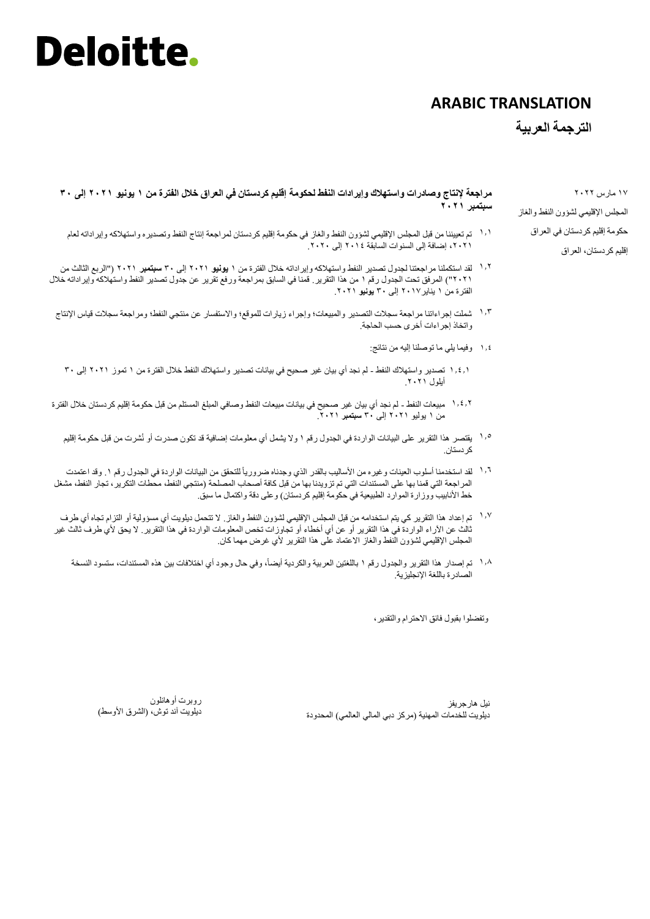# Deloitte.

**ARABIC TRANSLATION**

**الترجمة العربية**

١٧ مارس ٢٠٢٢

المجلس الإقليمي لشؤون النفط والغاز

حكومة إقليم كردستان في العراق

إقليم كردستان، العراق

**مراجعة لإنتاج وصادرات واستهلاك وإيرادات النفط لحكومة إقليم كردستان في العراق خلال الفترة من ١ يونيو ٢٠٢١ إلى ٣٠ سبتمبر ٢٠٢١**

١،١ تم تعييننا من قبل المجلس الإقليمي لشؤون النفط والغاز في حكومة إقليم كردستان لمراجعة إنتاج النفط وتصديره واستهلاكه وإيراداته لعام ٢٠٢١، إضافة إلى السنوات السابقة ٢٠١٤ إلى ٢٠٢٠.

١،٢ لقد استكملنا مراجعتنا لجدول تصدير النفط واستهلاكه وإيراداته خلال الفترة من ١ **يونيو** ٢٠٢١ إلى ٣٠ **سبتمبر** ٢٠٢١ ("الربع الثالث من ٢٠٢١") المرفق تحت الجدول رقم ١ من هذا التقرير. قمنا في السابق بمراجعة ورفع تقرير عن جدول تصدير النفط واستهلاكه وإيراداته خلال الفترة من ١ يناير٢٠١٧ إلى ٣٠ **يونيو** ٢٠٢١.

١،٣ شملت إجراءاتنا مراجعة سجلات التصدير والمبيعات؛ وإجراء زيارات للموقع؛ والاستفسار عن منتجي النفط؛ ومراجعة سجلات قياس الإنتاج واتخاذ إجراءات أخرى حسب الحاجة.

١،٤ وفيما يلي ما توصلنا إليه من نتائج:

١،٤،١ تصدير واستهلاك النفط - لم نجد أي بيان غير صحيح في بيانات تصدير واستهلاك النفط خلال الفترة من ١ تموز ٢٠٢١ إلى ٣٠ أيلول ٢٠٢١.

١،٤،٢ مبيعات النفط - لم نجد أي بيان غير صحيح في بيانات مبيعات النفط وصافي المبلغ المستلم من قبل حكومة إقليم كردستان خلال الفترة من ١ يوليو ٢٠٢١ إلى ٣٠ **سبتمبر** ٢٠٢١.

١،٥ يقتصر هذا التقرير على البيانات الواردة في الجدول رقم ١ ولا يشمل أي معلومات إضافية قد تكون صدرت أو نُشرت من قبل حكومة إقليم كردستان.

١،٦ لقد استخدمنا أسلوب العينات وغيره من الأساليب بالقدر الذي وجدناه ضرورياً للتحقق من البيانات الواردة في الجدول رقم ١. وقد اعتمدت المراجعة التي قمنا بها على المستندات التي تم تزويدنا بها من قبل كافة أصحاب المصلحة (منتجي النفط، محطات التكرير، تجار النفط، مشغل خط الأنابيب ووزارة الموارد الطبيعية في حكومة إقليم كردستان) وعلى دقة واكتمال ما سبق.

١،٧ تم إعداد هذا التقرير كي يتم استخدامه من قبل المجلس الإقليمي لشؤون النفط والغاز. لا تتحمل ديلويت أي مسؤولية أو التزام تجاه أي طرف ثالث عن الآراء الواردة في هذا التقرير أو عن أي أخطاء أو تجاوزات تخص المعلومات الواردة في هذا التقرير. لا يحق لأي طرف ثالث غير المجلس الإقليمي لشؤون النفط والغاز الاعتماد على هذا التقرير لأي غرض مهما كان.

١،٨ تم إصدار هذا التقرير والجدول رقم ١ باللغتين العربية والكردية أيضاً، وفي حال وجود أي اختلافات بين هذه المستندات، ستسود النسخة الصادرة باللغة الإنجليزية.

وتفضلوا بقبول فائق الاحترام والتقدير،

نيل هارجريفز
ديلويت للخدمات المهنية (مركز دبي المالي العالمي) المحدودة

روبرت أوهانلون
ديلويت آند توش، (الشرق الأوسط)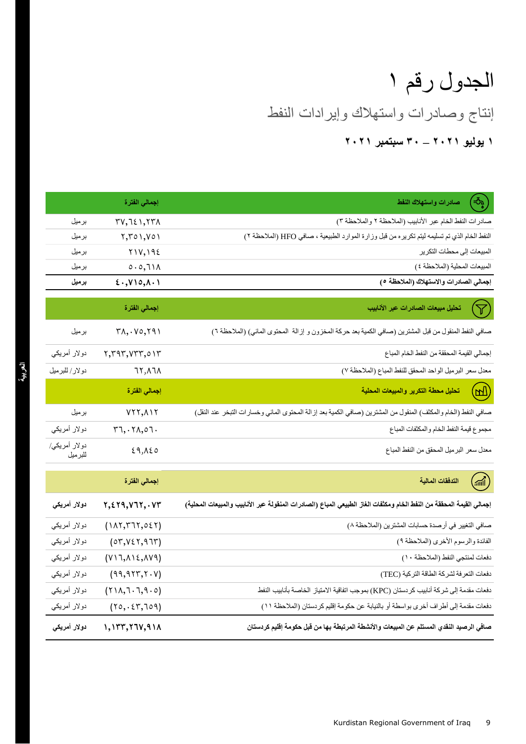# الجدول رقم ١

## إنتاج وصادرات واستهلاك وإيرادات النفط

### ١ يوليو ٢٠٢١ – ٣٠ سبتمبر ٢٠٢١

| **صادرات واستهلاك النفط** | **إجمالي الفترة** | |
|---|---|---|
| صادرات النفط الخام عبر الأنابيب (الملاحظة ٢ والملاحظة ٣) | ٣٧,٦٤١,٢٣٨ | برميل |
| النفط الخام الذي تم تسليمه ليتم تكريره من قبل وزارة الموارد الطبيعية ، صافي HFO (الملاحظة ٢) | ٢,٣٥١,٧٥١ | برميل |
| المبيعات إلى محطات التكرير | ٢١٧,١٩٤ | برميل |
| المبيعات المحلية (الملاحظة ٤) | ٥٠٥,٦١٨ | برميل |
| **إجمالي الصادرات والاستهلاك (الملاحظة ٥)** | **٤٠,٧١٥,٨٠١** | **برميل** |

| **تحليل مبيعات الصادرات عبر الأنابيب** | **إجمالي الفترة** | |
|---|---|---|
| صافي النفط المنقول من قبل المشترين (صافي الكمية بعد حركة المخزون و إزالة المحتوى المائي) (الملاحظة ٦) | ٣٨,٠٧٥,٢٩١ | برميل |
| إجمالي القيمة المحققة من النفط الخام المباع | ٢,٣٩٣,٧٣٣,٥١٣ | دولار أمريكي |
| معدل سعر البرميل الواحد المحقق للنفط المباع (الملاحظة ٧) | ٦٢,٨٦٨ | دولار/ للبرميل |

| **تحليل محطة التكرير والمبيعات المحلية** | **إجمالي الفترة** | |
|---|---|---|
| صافي النفط (الخام والمكثف) المنقول من المشترين (صافي الكمية بعد إزالة المحتوى المائي وخسارات التبخر عند النقل) | ٧٢٢,٨١٢ | برميل |
| مجموع قيمة النفط الخام والمكثفات المباع | ٣٦,٠٢٨,٥٦٠ | دولار أمريكي |
| معدل سعر البرميل المحقق من النفط المباع | ٤٩,٨٤٥ | دولار أمريكي/ للبرميل |

| **التدفقات المالية** | **إجمالي الفترة** | |
|---|---|---|
| **إجمالي القيمة المحققة من النفط الخام ومكثفات الغاز الطبيعي المباع (الصادرات المنقولة عبر الأنابيب والمبيعات المحلية)** | **٢,٤٢٩,٧٦٢,٠٧٣** | **دولار أمريكي** |
| صافي التغيير في أرصدة حسابات المشترين (الملاحظة ٨) | (١٨٢,٣٦٢,٥٤٢) | دولار أمريكي |
| الفائدة والرسوم الأخرى (الملاحظة ٩) | (٥٣,٧٤٢,٩٦٣) | دولار أمريكي |
| دفعات لمنتجي النفط (الملاحظة ١٠) | (٧١٦,٨١٤,٨٧٩) | دولار أمريكي |
| دفعات التعرفة لشركة الطاقة التركية (TEC) | (٩٩,٩٢٣,٢٠٧) | دولار أمريكي |
| دفعات مقدمة إلى شركة أنابيب كردستان (KPC) بموجب اتفاقية الامتياز الخاصة بأنابيب النفط | (٢١٨,٦٠٦,٩٠٥) | دولار أمريكي |
| دفعات مقدمة إلى أطراف أخرى بواسطة أو بالنيابة عن حكومة إقليم كردستان (الملاحظة ١١) | (٢٥,٠٤٣,٦٥٩) | دولار أمريكي |
| **صافي الرصيد النقدي المستلم عن المبيعات والأنشطة المرتبطة بها من قبل حكومة إقليم كردستان** | **١,١٣٣,٢٦٧,٩١٨** | **دولار أمريكي** |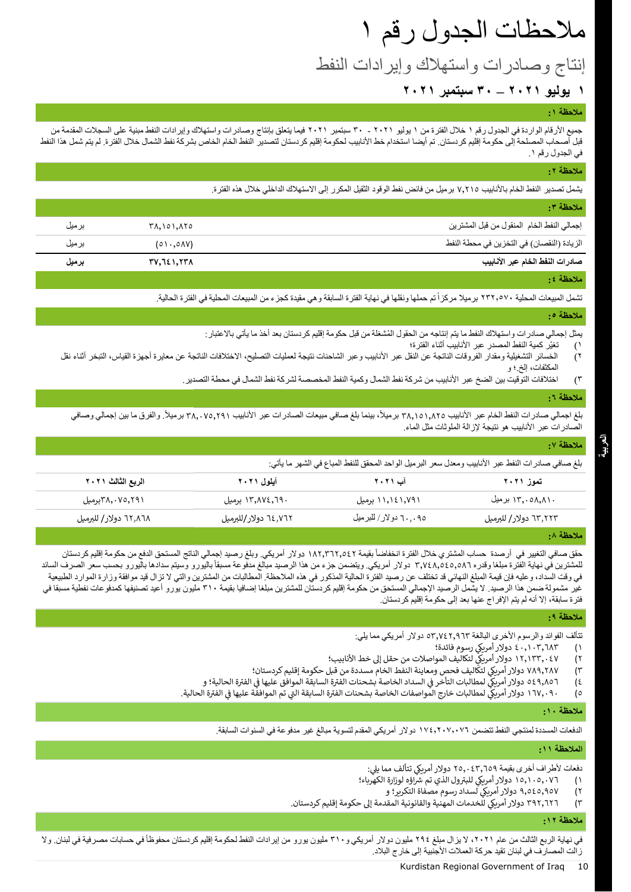# ملاحظات الجدول رقم ١

## إنتاج وصادرات واستهلاك وإيرادات النفط

### ١ يوليو ٢٠٢١ – ٣٠ سبتمبر ٢٠٢١

**ملاحظة ١:**

جميع الأرقام الواردة في الجدول رقم ١ خلال الفترة من ١ يوليو ٢٠٢١ - ٣٠ سبتمبر ٢٠٢١ فيما يتعلق بإنتاج وصادرات واستهلاك وإيرادات النفط مبنية على السجلات المقدمة من قبل أصحاب المصلحة إلى حكومة إقليم كردستان. تم أيضا استخدام خط الأنابيب لحكومة إقليم كردستان لتصدير النفط الخام الخاص بشركة نفط الشمال خلال الفترة. لم يتم شمل هذا النفط في الجدول رقم ١.

**ملاحظة ٢:**

يشمل تصدير النفط الخام بالأنابيب ٧,٢١٥ برميل من فائض نفط الوقود الثقيل المكرر إلى الاستهلاك الداخلي خلال هذه الفترة.

**ملاحظة ٣:**

| | | |
|---|---|---|
| إجمالي النفط الخام المنقول من قبل المشترين | ٣٨,١٥١,٨٢٥ | برميل |
| الزيادة (النقصان) في التخزين في محطة النفط | (٥١٠,٥٨٧) | برميل |
| **صادرات النفط الخام عبر الأنابيب** | **٣٧,٦٤١,٢٣٨** | **برميل** |

**ملاحظة ٤:**

تشمل المبيعات المحلية ٢٣٢,٥٧٠ برميلا مركزاً تم حملها ونقلها في نهاية الفترة السابقة وهي مقيدة كجزء من المبيعات المحلية في الفترة الحالية.

**ملاحظة ٥:**

يمثل إجمالي صادرات واستهلاك النفط ما يتم إنتاجه من الحقول المُشغلة من قبل حكومة إقليم كردستان بعد أخذ ما يأتي بالاعتبار:

١) تغيّر كمية النفط المصدر عبر الأنابيب أثناء الفترة؛
٢) الخسائر التشغيلية ومقدار الفروقات الناتجة عن النقل عبر الأنابيب وعبر الشاحنات نتيجة لعمليات التصليح، الاختلافات الناتجة عن معايرة أجهزة القياس، التبخر أثناء نقل المكثفات، إلخ.؛ و
٣) اختلافات التوقيت بين الضخ عبر الأنابيب من شركة نفط الشمال وكمية النفط المخصصة لشركة نفط الشمال في محطة التصدير.

**ملاحظة ٦:**

بلغ اجمالي صادرات النفط الخام عبر الأنابيب ٣٨,١٥١,٨٢٥ برميلاً، بينما بلغ صافي مبيعات الصادرات عبر الأنابيب ٣٨,٠٧٥,٢٩١ برميلاً. والفرق ما بين إجمالي وصافي الصادرات عبر الأنابيب هو نتيجة لإزالة الملوثات مثل الماء.

**ملاحظة ٧:**

بلغ صافي صادرات النفط عبر الأنابيب ومعدل سعر البرميل الواحد المحقق للنفط المباع في الشهر ما يأتي:

| تموز ٢٠٢١ | آب ٢٠٢١ | أيلول ٢٠٢١ | الربع الثالث ٢٠٢١ |
|---|---|---|---|
| ١٣,٠٥٨,٨١٠ برميل | ١١,١٤١,٧٩١ برميل | ١٣,٨٧٤,٦٩٠ برميل | ٣٨,٠٧٥,٢٩١برميل |
| ٦٣,٢٢٣ دولار/ للبرميل | ٦٠,٠٩٥ دولار/ للبرميل | ٦٤,٧٦٢ دولار/للبرميل | ٦٢,٨٦٨ دولار/ للبرميل |

**ملاحظة ٨:**

حقق صافي التغيير في أرصدة حساب المشتري خلال الفترة انخفاضاً بقيمة ١٨٢,٣٦٢,٥٤٢ دولار أمريكي. وبلغ رصيد إجمالي الناتج المستحق الدفع من حكومة إقليم كردستان للمشترين في نهاية الفترة مبلغا وقدره ٣,٧٤٨,٥٥٥,٥٨٦ دولار أمريكي. ويتضمن جزء من هذا الرصيد مبالغ مدفوعة مسبقاً باليورو وسيتم سدادها باليورو بحسب سعر الصرف السائد في وقت السداد، وعليه فإن قيمة المبلغ النهائي قد تختلف عن رصيد الفترة الحالية المذكور في هذه الملاحظة. المطالبات من المشترين والتي لا تزال قيد موافقة وزارة الموارد الطبيعية غير مشمولة ضمن هذا الرصيد. لا يشمل الرصيد الإجمالي المستحق من حكومة إقليم كردستان للمشترين مبلغا إضافيا بقيمة ٣١٠ مليون يورو أعيد تصنيفها كمدفوعات نفطية مسبقا في فترة سابقة، إلا أنه لم يتم الإفراج عنها بعد إلى حكومة إقليم كردستان.

**ملاحظة ٩:**

تتألف الفوائد والرسوم الأخرى البالغة ٥٣,٧٤٢,٩٦٣ دولار أمريكي مما يلي:

١) ٤٠,١٠٣,٦٨٣ دولار أمريكي رسوم فائدة؛
٢) ١٢,١٣٣,٠٤٧ دولار أمريكي لتكاليف المواصلات من حقل إلى خط الأنابيب؛
٣) ٧٨٩,٢٨٧ دولار أمريكي لتكاليف فحص ومعاينة النفط الخام مسددة من قبل حكومة إقليم كردستان؛
٤) ٥٤٩,٨٥٦ دولار أمريكي لمطالبات التأخر في السداد الخاصة بشحنات الفترة السابقة الموافق عليها في الفترة الحالية؛ و
٥) ١٦٧,٠٩٠ دولار أمريكي لمطالبات خارج المواصفات الخاصة بشحنات الفترة السابقة التي تم الموافقة عليها في الفترة الحالية.

**ملاحظة ١٠:**

الدفعات المسددة لمنتجي النفط تتضمن ١٧٤,٢٠٧,٠٧٦ دولار أمريكي المقدم لتسوية مبالغ غير مدفوعة في السنوات السابقة.

**الملاحظة ١١:**

دفعات لأطراف أخرى بقيمة ٢٥,٠٤٣,٦٥٩ دولار أمريكي تتألف مما يلي:

١) ١٥,١٠٥,٠٧٦ دولار أمريكي للبترول الذي تم شراؤه لوزارة الكهرباء؛
٢) ٩,٥٤٥,٩٥٧ دولار أمريكي لسداد رسوم مصفاة التكرير؛ و
٣) ٣٩٢,٦٢٦ دولار أمريكي للخدمات المهنية والقانونية المقدمة إلى حكومة إقليم كردستان.

**ملاحظة ١٢:**

في نهاية الربع الثالث من عام ٢٠٢١، لا يزال مبلغ ٢٩٤ مليون دولار أمريكي و٣١٠ مليون يورو من إيرادات النفط لحكومة إقليم كردستان محفوظاً في حسابات مصرفية في لبنان. ولا زالت المصارف في لبنان تقيد حركة العملات الأجنبية إلى خارج البلاد.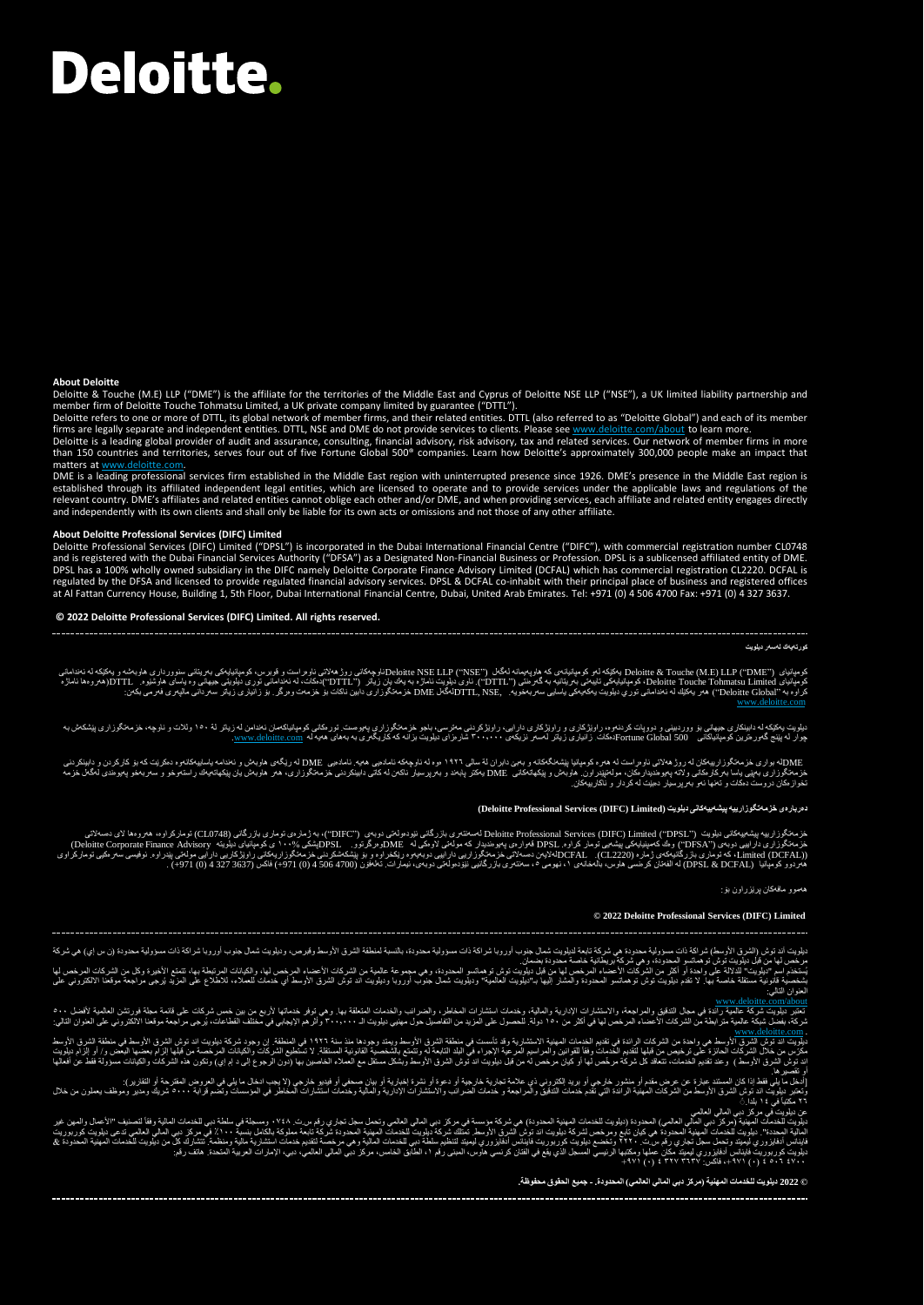# Deloitte.

**About Deloitte**

Deloitte & Touche (M.E) LLP ("DME") is the affiliate for the territories of the Middle East and Cyprus of Deloitte NSE LLP ("NSE"), a UK limited liability partnership and member firm of Deloitte Touche Tohmatsu Limited, a UK private company limited by guarantee ("DTTL").

Deloitte refers to one or more of DTTL, its global network of member firms, and their related entities. DTTL (also referred to as "Deloitte Global") and each of its member firms are legally separate and independent entities. DTTL, NSE and DME do not provide services to clients. Please see www.deloitte.com/about to learn more.

Deloitte is a leading global provider of audit and assurance, consulting, financial advisory, risk advisory, tax and related services. Our network of member firms in more than 150 countries and territories, serves four out of five Fortune Global 500® companies. Learn how Deloitte's approximately 300,000 people make an impact that matters at www.deloitte.com.

DME is a leading professional services firm established in the Middle East region with uninterrupted presence since 1926. DME's presence in the Middle East region is established through its affiliated independent legal entities, which are licensed to operate and to provide services under the applicable laws and regulations of the relevant country. DME's affiliates and related entities cannot oblige each other and/or DME, and when providing services, each affiliate and related entity engages directly and independently with its own clients and shall only be liable for its own acts or omissions and not those of any other affiliate.

**About Deloitte Professional Services (DIFC) Limited**

Deloitte Professional Services (DIFC) Limited ("DPSL") is incorporated in the Dubai International Financial Centre ("DIFC"), with commercial registration number CL0748 and is registered with the Dubai Financial Services Authority ("DFSA") as a Designated Non-Financial Business or Profession. DPSL is a sublicensed affiliated entity of DME. DPSL has a 100% wholly owned subsidiary in the DIFC namely Deloitte Corporate Finance Advisory Limited (DCFAL) which has commercial registration CL2220. DCFAL is regulated by the DFSA and licensed to provide regulated financial advisory services. DPSL & DCFAL co-inhabit with their principal place of business and registered offices at Al Fattan Currency House, Building 1, 5th Floor, Dubai International Financial Centre, Dubai, United Arab Emirates. Tel: +971 (0) 4 506 4700 Fax: +971 (0) 4 327 3637.

**© 2022 Deloitte Professional Services (DIFC) Limited. All rights reserved.**

---

**دەربارەی دیلویت**

کۆمپانیای Deloitte & Touche (M.E) LLP ("DME") یەکێکە لەو کۆمپانیانەی کە هاوپەیمانە لەگەڵ Deloitte NSE LLP ("NSE") بۆ ناوچەکانی ڕۆژهەڵاتی ناوەڕاست و قوبرس، کۆمپانیایەکی بەریتانی سنوورداری هاوبەشە و یەکێکە لە ئەندامانی کۆمپانیای Deloitte Touche Tohmatsu Limited، کۆمپانیایەکی تایبەتی بەریتانییە بە گەرەنتی ("DTTL").

دیلویت یەکێکە لە دابینکاری جیهانی بۆ وردبینی و دڵنیایی، ڕاوێژکاری، ڕاوێژکاری دارایی، ڕاوێژکاری مەترسی، باج و خزمەتگوزاری پەیوەست. www.deloitte.com

**دەربارەی خزمەتگوزارییە پیشەییەکانی دیلویت (Deloitte Professional Services (DIFC) Limited)**

هەموو مافەکان پارێزراون بۆ:

**© 2022 Deloitte Professional Services (DIFC) Limited**

---

ديلويت آند توش (الشرق الأوسط) شراكة ذات مسؤولية محدودة هي شركة تابعة لديلويت شمال جنوب أوروبا شراكة ذات مسؤولية محدودة، بالنسبة لمنطقة الشرق الأوسط وقبرص، وديلويت شمال جنوب أوروبا شراكة ذات مسؤولية محدودة (ن س إي) هي شركة مرخص لها من قبل ديلويت توش توهماتسو المحدودة، وهي شركة بريطانية خاصة محدودة بضمان.

يُستخدم اسم "ديلويت" للدلالة على واحدة أو أكثر من الشركات الأعضاء المرخص لها من قبل ديلويت توش توهماتسو المحدودة، وهي مجموعة عالمية من الشركات الأعضاء المرخص لها، والكيانات المرتبطة بها، تتمتع الأخيرة وكل من الشركات المرخص لها بشخصية قانونية مستقلة خاصة بها. لا تقدم ديلويت توش توهماتسو المحدودة والمشار إليها بـ"ديلويت العالمية" وديلويت شمال جنوب أوروبا وديلويت آند توش الشرق الأوسط أي خدمات للعملاء، للاطلاع على المزيد يُرجى مراجعة موقعنا الالكتروني على العنوان التالي: www.deloitte.com/about

تعتبر ديلويت شركة عالمية رائدة في مجال التدقيق والمراجعة، والاستشارات الإدارية والمالية، وخدمات استشارات المخاطر، والضرائب والخدمات المتعلقة بها. وهي توفر خدماتها لأربع من بين خمس شركات على قائمة مجلة فورتشن العالمية لأفضل ٥٠٠ شركة، بفضل شبكة عالمية مترابطة من الشركات الأعضاء المرخص لها في أكثر من ١٥٠ دولة. للحصول على المزيد من التفاصيل حول مهنيي ديلويت الـ ٣٠٠,٠٠٠ والأثر الإيجابي في مختلف القطاعات، يُرجى مراجعة موقعنا الالكتروني على العنوان التالي: www.deloitte.com.

ديلويت آند توش الشرق الأوسط هي واحدة من الشركات الرائدة في تقديم الخدمات المهنية الاستشارية وقد تأسست في منطقة الشرق الأوسط ويمتد وجودها منذ سنة ١٩٢٦ في المنطقة. إن وجود شركة ديلويت آند توش الشرق الأوسط في منطقة الشرق الأوسط مكرّس من خلال الشركات الحائزة على ترخيص من قبلها لتقديم الخدمات وفقاً للقوانين والمراسيم المرعية الاجراء في البلد التابعة له وتتمتع بالشخصية القانونية المستقلة. لا تستطيع الشركات والكيانات المرخصة من قبلها إلزام البعض و/ أو إلزام ديلويت آند توش الشرق الأوسط ) وعند تقديم الخدمات، تتعاقد كل شركة مرخص لها أو كيان مرخص له من قبل ديلويت آند توش الشرق الأوسط وبشكل مستقل مع العملاء الخاصين بها (دون الرجوع إلى د إم إي) وتكون هذه الشركات والكيانات مسؤولة فقط عن أفعالها أو تقصيرها.

[أدخل ما يلي فقط إذا كان المستند عبارة عن عرض مقدم أو منشور خارجي أو بريد إلكتروني ذي علامة تجارية خارجية أو دعوة أو نشرة إخبارية أو بيان صحفي أو فيديو خارجي (لا يجب ادخال ما يلي في العروض المقترحة أو التقارير):
وتعتبر ديلويت آند توش الشرق الأوسط من الشركات المهنية الرائدة التي تقدم خدمات التدقيق والمراجعة و خدمات الضرائب والاستشارات الإدارية والمالية وخدمات استشارات المخاطر في المؤسسات وتضم قرابة ٥٠٠٠ شريك ومدير وموظف يعملون من خلال ٢٦ مكتباً في ١٤ بلداً.

عن ديلويت في مركز دبي المالي العالمي

ديلويت للخدمات المهنية (مركز دبي المالي العالمي) المحدودة (ديلويت للخدمات المهنية المحدودة) هي شركة مؤسسة في مركز دبي المالي العالمي وتحمل سجل تجاري رقم س.ت ٠٧٤٨، ومسجلة في سلطة دبي للخدمات المالية وفقاً لتصنيف "الأعمال والمهن غير المالية المحددة". ديلويت للخدمات المهنية المحدودة هي كيان تابع ومرخص لشركة ديلويت آند توش الشرق الأوسط. تمتلك شركة ديلويت للخدمات المهنية المحدودة شركة تابعة مملوكة بالكامل بنسبة ١٠٠٪ في مركز دبي المالي العالمي تدعى ديلويت كوربوريت فاينانس أدفايزوري ليمتد وتحمل سجل تجاري رقم س.ت ٢٢٢٠ وتخضع ديلويت كوربوريت فاينانس أدفايزوري ليمتد لتنظيم سلطة دبي للخدمات المالية وهي مرخصة لتقديم خدمات استشارية مالية ومنظمة. تتشارك كل من ديلويت للخدمات المهنية المحدودة & ديلويت كوربوريت فاينانس أدفايزوري ليمتد مكان عملها ومكتبها الرئيسي المسجل الذي يقع في الفتان كرنسي هاوس، المبنى رقم ١، الطابق الخامس، مركز دبي المالي العالمي، دبي، الإمارات العربية المتحدة. هاتف رقم: ٤٧٠٠ ٥٠٦ ٤ (٠) ٩٧١+، فاكس: ٣٦٣٧ ٣٢٧ ٤ (٠) ٩٧١+

**© 2022 ديلويت للخدمات المهنية (مركز دبي المالي العالمي) المحدودة. - جميع الحقوق محفوظة.**